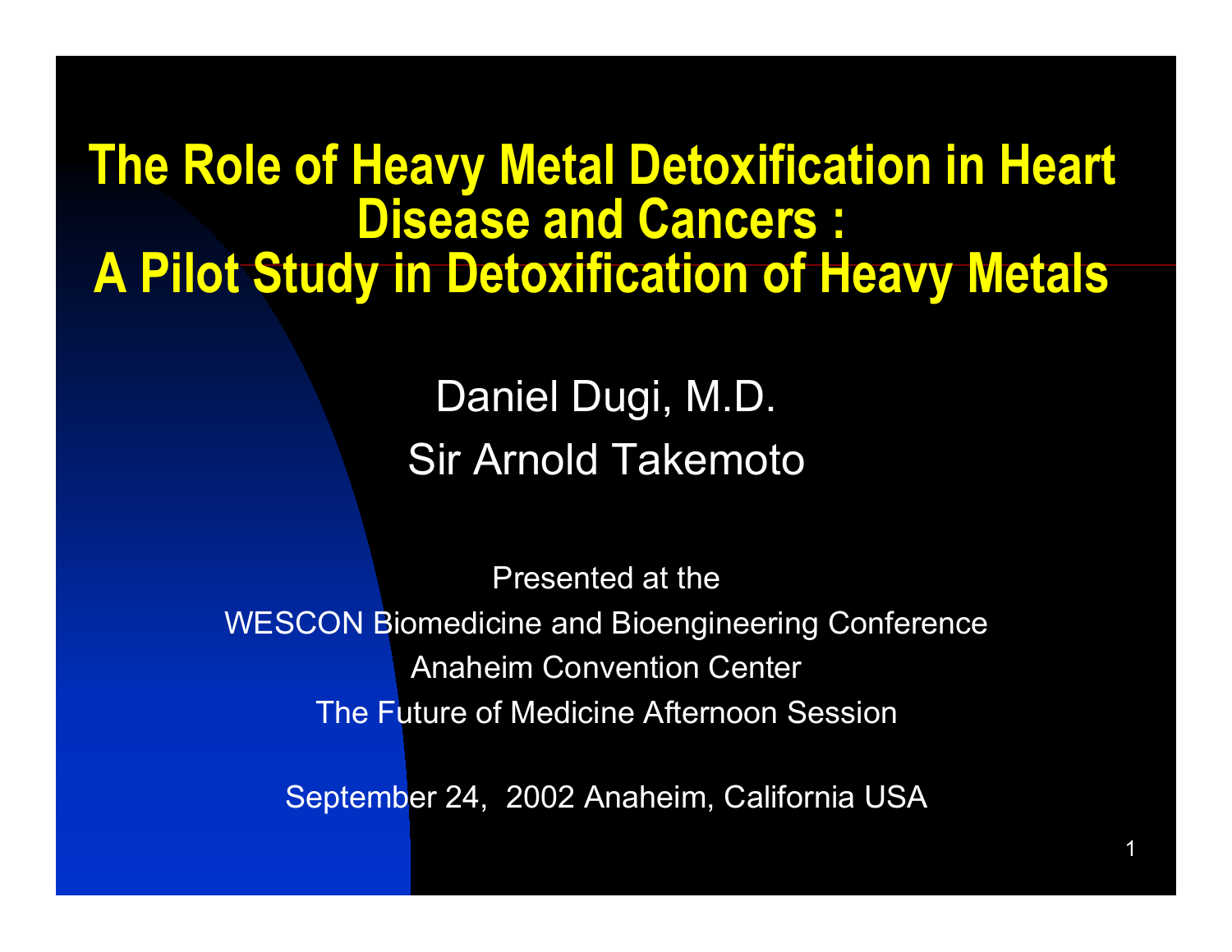# The Role of Heavy Metal Detoxification in Heart Disease and Cancers : A Pilot Study in Detoxification of Heavy Metals

Daniel Dugi, M.D.

Sir Arnold Takemoto

Presented at the

WESCON Biomedicine and Bioengineering Conference

Anaheim Convention Center

The Future of Medicine Afternoon Session

September 24, 2002 Anaheim, California USA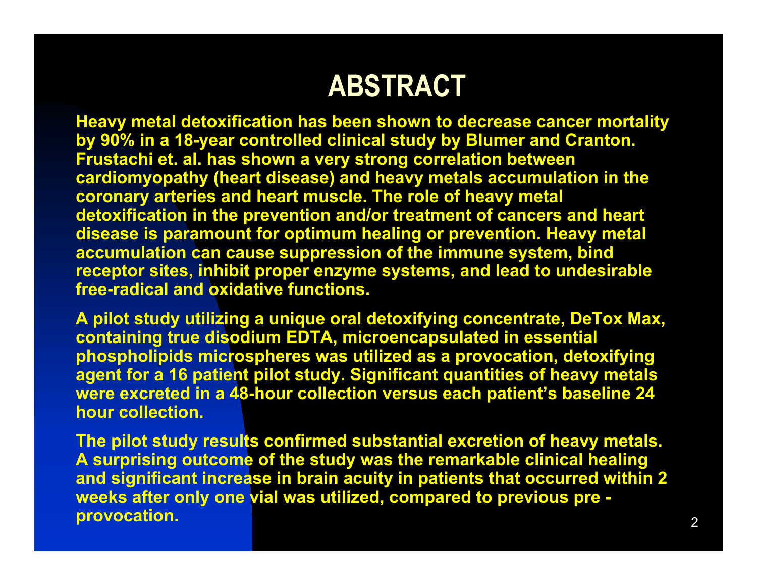# ABSTRACT

Heavy metal detoxification has been shown to decrease cancer mortality by 90% in a 18-year controlled clinical study by Blumer and Cranton. Frustachi et. al. has shown a very strong correlation between cardiomyopathy (heart disease) and heavy metals accumulation in the coronary arteries and heart muscle. The role of heavy metal detoxification in the prevention and/or treatment of cancers and heart disease is paramount for optimum healing or prevention. Heavy metal accumulation can cause suppression of the immune system, bind receptor sites, inhibit proper enzyme systems, and lead to undesirable free-radical and oxidative functions.

A pilot study utilizing a unique oral detoxifying concentrate, DeTox Max, containing true disodium EDTA, microencapsulated in essential phospholipids microspheres was utilized as a provocation, detoxifying agent for a 16 patient pilot study. Significant quantities of heavy metals were excreted in a 48-hour collection versus each patient's baseline 24 hour collection.

The pilot study results confirmed substantial excretion of heavy metals. A surprising outcome of the study was the remarkable clinical healing and significant increase in brain acuity in patients that occurred within 2 weeks after only one vial was utilized, compared to previous pre - provocation.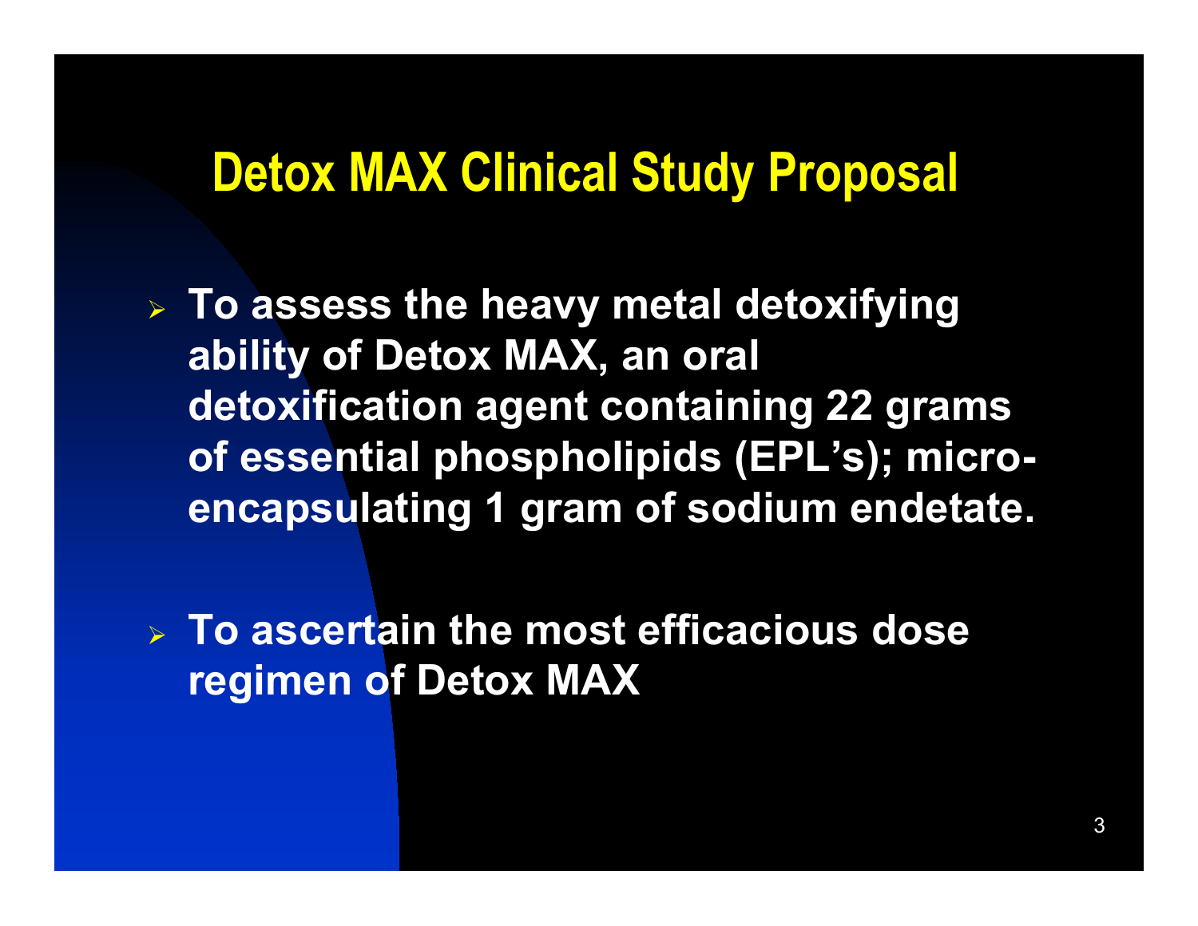# Detox MAX Clinical Study Proposal

- **To assess the heavy metal detoxifying ability of Detox MAX, an oral detoxification agent containing 22 grams of essential phospholipids (EPL's); micro-encapsulating 1 gram of sodium endetate.**

- **To ascertain the most efficacious dose regimen of Detox MAX**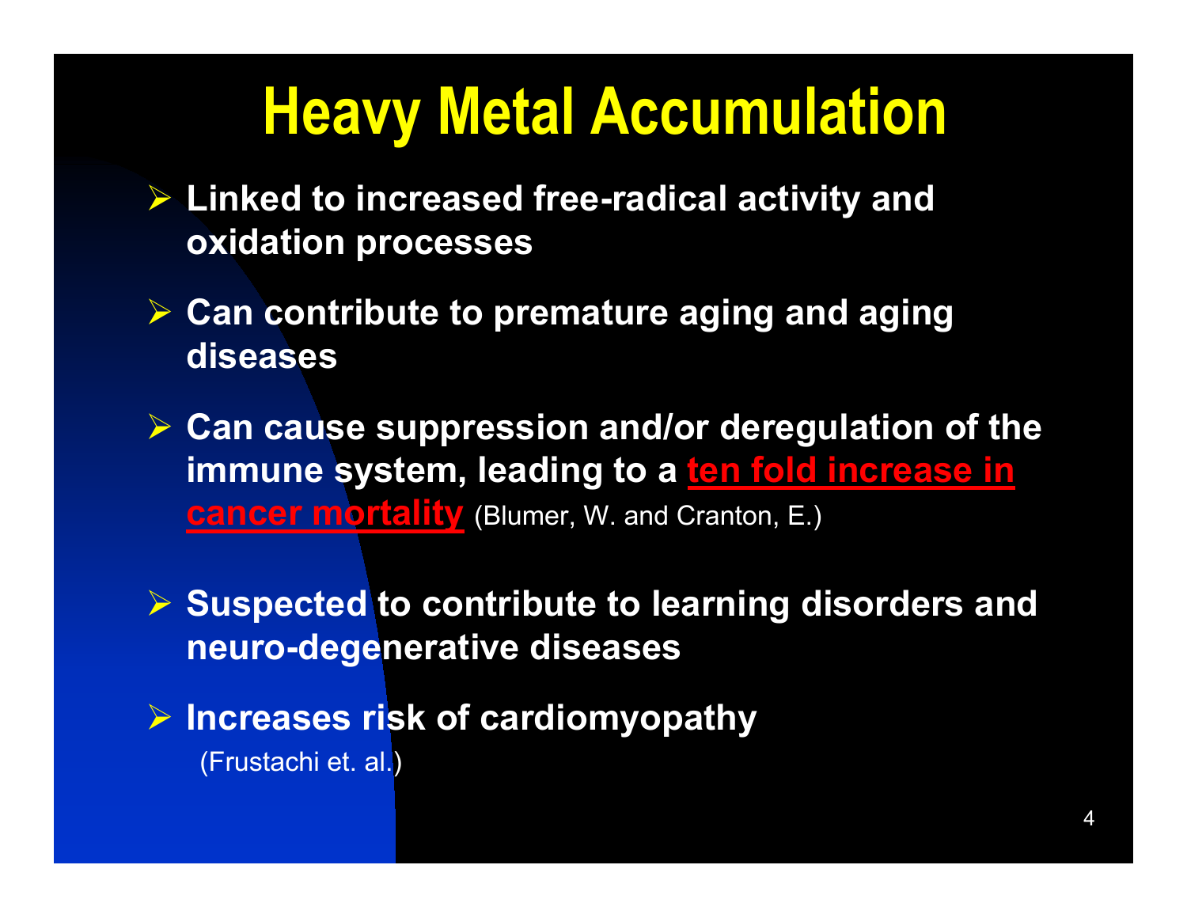# Heavy Metal Accumulation

- **Linked to increased free-radical activity and oxidation processes**
- **Can contribute to premature aging and aging diseases**
- **Can cause suppression and/or deregulation of the immune system, leading to a <u>ten fold increase in cancer mortality</u>** (Blumer, W. and Cranton, E.)
- **Suspected to contribute to learning disorders and neuro-degenerative diseases**
- **Increases risk of cardiomyopathy**
  (Frustachi et. al.)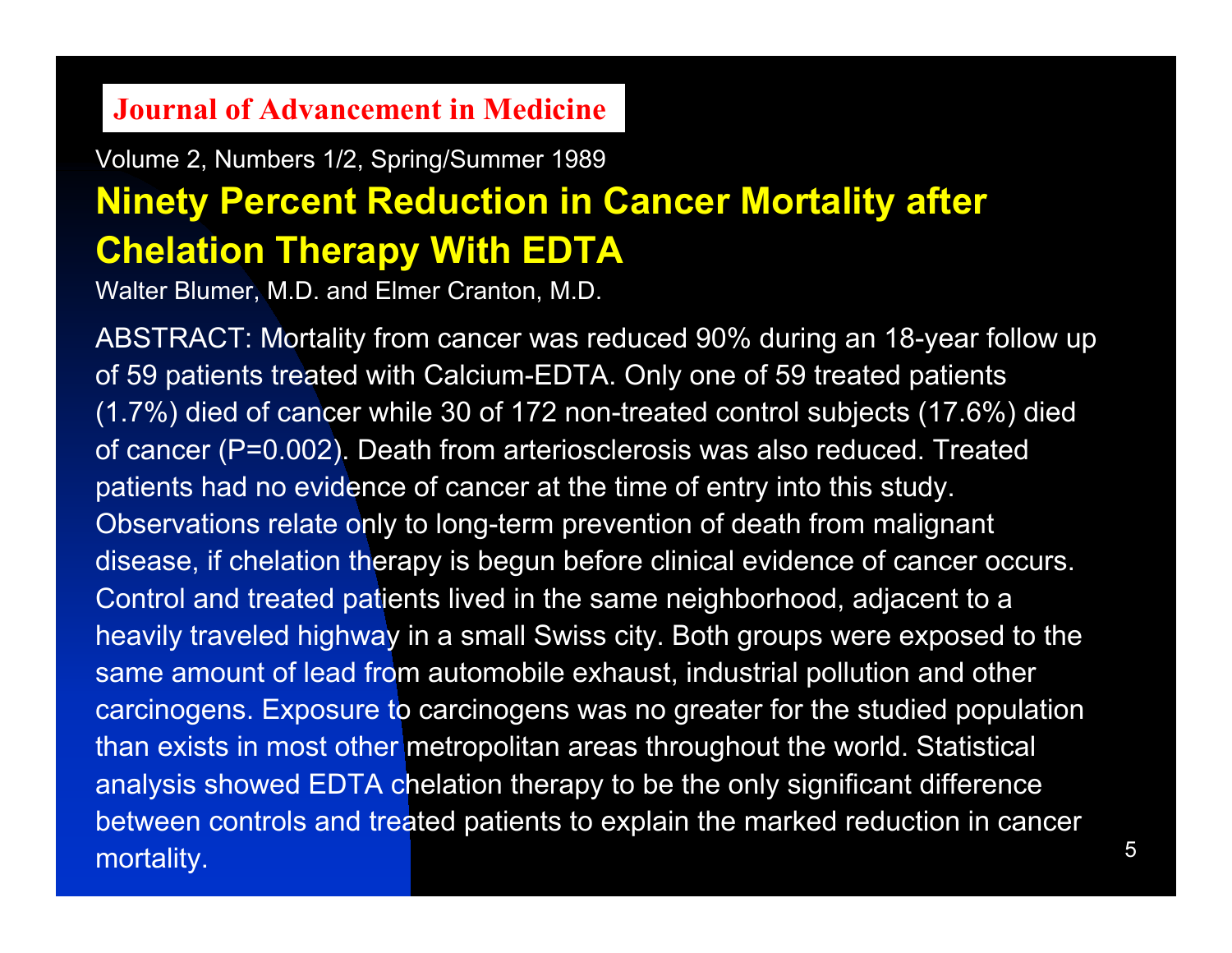**Journal of Advancement in Medicine**

Volume 2, Numbers 1/2, Spring/Summer 1989

# Ninety Percent Reduction in Cancer Mortality after Chelation Therapy With EDTA

Walter Blumer, M.D. and Elmer Cranton, M.D.

ABSTRACT: Mortality from cancer was reduced 90% during an 18-year follow up of 59 patients treated with Calcium-EDTA. Only one of 59 treated patients (1.7%) died of cancer while 30 of 172 non-treated control subjects (17.6%) died of cancer (P=0.002). Death from arteriosclerosis was also reduced. Treated patients had no evidence of cancer at the time of entry into this study. Observations relate only to long-term prevention of death from malignant disease, if chelation therapy is begun before clinical evidence of cancer occurs. Control and treated patients lived in the same neighborhood, adjacent to a heavily traveled highway in a small Swiss city. Both groups were exposed to the same amount of lead from automobile exhaust, industrial pollution and other carcinogens. Exposure to carcinogens was no greater for the studied population than exists in most other metropolitan areas throughout the world. Statistical analysis showed EDTA chelation therapy to be the only significant difference between controls and treated patients to explain the marked reduction in cancer mortality.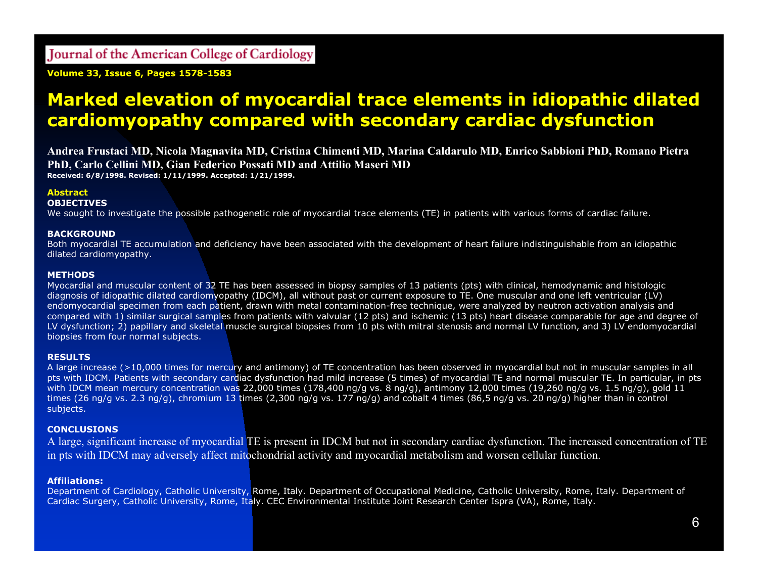Journal of the American College of Cardiology

**Volume 33, Issue 6, Pages 1578-1583**

# Marked elevation of myocardial trace elements in idiopathic dilated cardiomyopathy compared with secondary cardiac dysfunction

**Andrea Frustaci MD, Nicola Magnavita MD, Cristina Chimenti MD, Marina Caldarulo MD, Enrico Sabbioni PhD, Romano Pietra PhD, Carlo Cellini MD, Gian Federico Possati MD and Attilio Maseri MD**

**Received: 6/8/1998. Revised: 1/11/1999. Accepted: 1/21/1999.**

## Abstract

**OBJECTIVES**

We sought to investigate the possible pathogenetic role of myocardial trace elements (TE) in patients with various forms of cardiac failure.

**BACKGROUND**

Both myocardial TE accumulation and deficiency have been associated with the development of heart failure indistinguishable from an idiopathic dilated cardiomyopathy.

**METHODS**

Myocardial and muscular content of 32 TE has been assessed in biopsy samples of 13 patients (pts) with clinical, hemodynamic and histologic diagnosis of idiopathic dilated cardiomyopathy (IDCM), all without past or current exposure to TE. One muscular and one left ventricular (LV) endomyocardial specimen from each patient, drawn with metal contamination-free technique, were analyzed by neutron activation analysis and compared with 1) similar surgical samples from patients with valvular (12 pts) and ischemic (13 pts) heart disease comparable for age and degree of LV dysfunction; 2) papillary and skeletal muscle surgical biopsies from 10 pts with mitral stenosis and normal LV function, and 3) LV endomyocardial biopsies from four normal subjects.

**RESULTS**

A large increase (>10,000 times for mercury and antimony) of TE concentration has been observed in myocardial but not in muscular samples in all pts with IDCM. Patients with secondary cardiac dysfunction had mild increase (5 times) of myocardial TE and normal muscular TE. In particular, in pts with IDCM mean mercury concentration was 22,000 times (178,400 ng/g vs. 8 ng/g), antimony 12,000 times (19,260 ng/g vs. 1.5 ng/g), gold 11 times (26 ng/g vs. 2.3 ng/g), chromium 13 times (2,300 ng/g vs. 177 ng/g) and cobalt 4 times (86,5 ng/g vs. 20 ng/g) higher than in control subjects.

**CONCLUSIONS**

A large, significant increase of myocardial TE is present in IDCM but not in secondary cardiac dysfunction. The increased concentration of TE in pts with IDCM may adversely affect mitochondrial activity and myocardial metabolism and worsen cellular function.

**Affiliations:**

Department of Cardiology, Catholic University, Rome, Italy. Department of Occupational Medicine, Catholic University, Rome, Italy. Department of Cardiac Surgery, Catholic University, Rome, Italy. CEC Environmental Institute Joint Research Center Ispra (VA), Rome, Italy.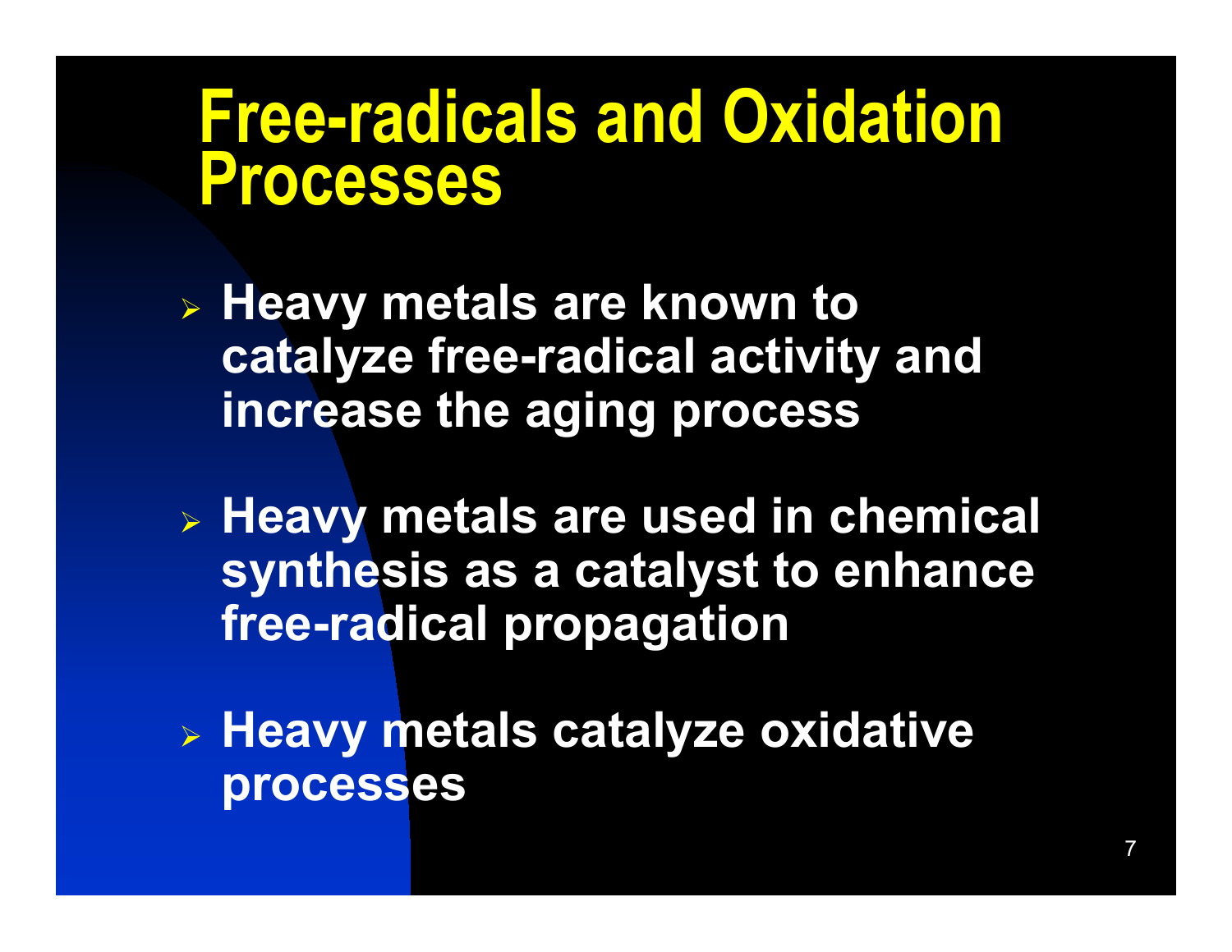# Free-radicals and Oxidation Processes

- **Heavy metals are known to catalyze free-radical activity and increase the aging process**
- **Heavy metals are used in chemical synthesis as a catalyst to enhance free-radical propagation**
- **Heavy metals catalyze oxidative processes**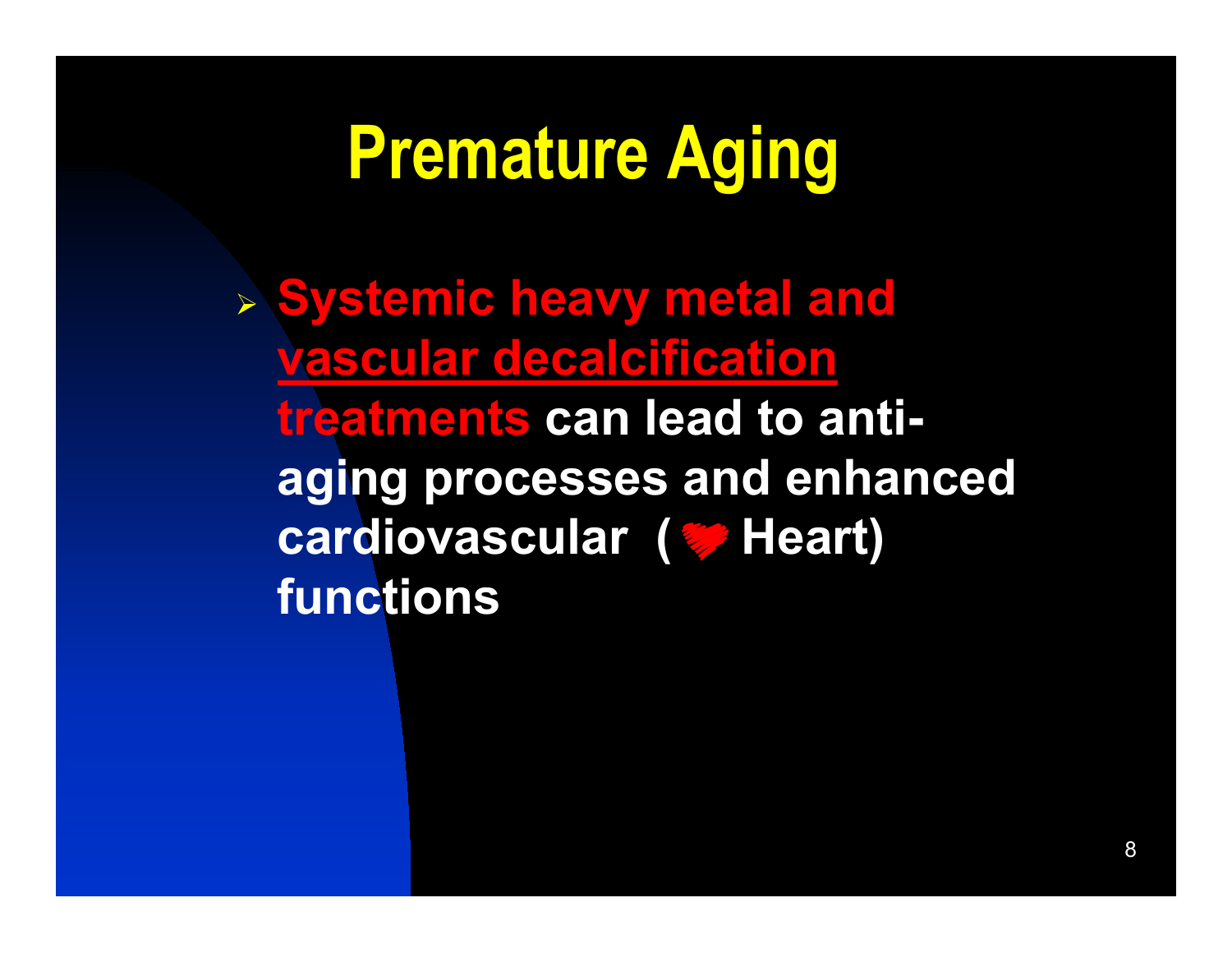# Premature Aging

- Systemic heavy metal and vascular decalcification treatments can lead to anti-aging processes and enhanced cardiovascular ( Heart) functions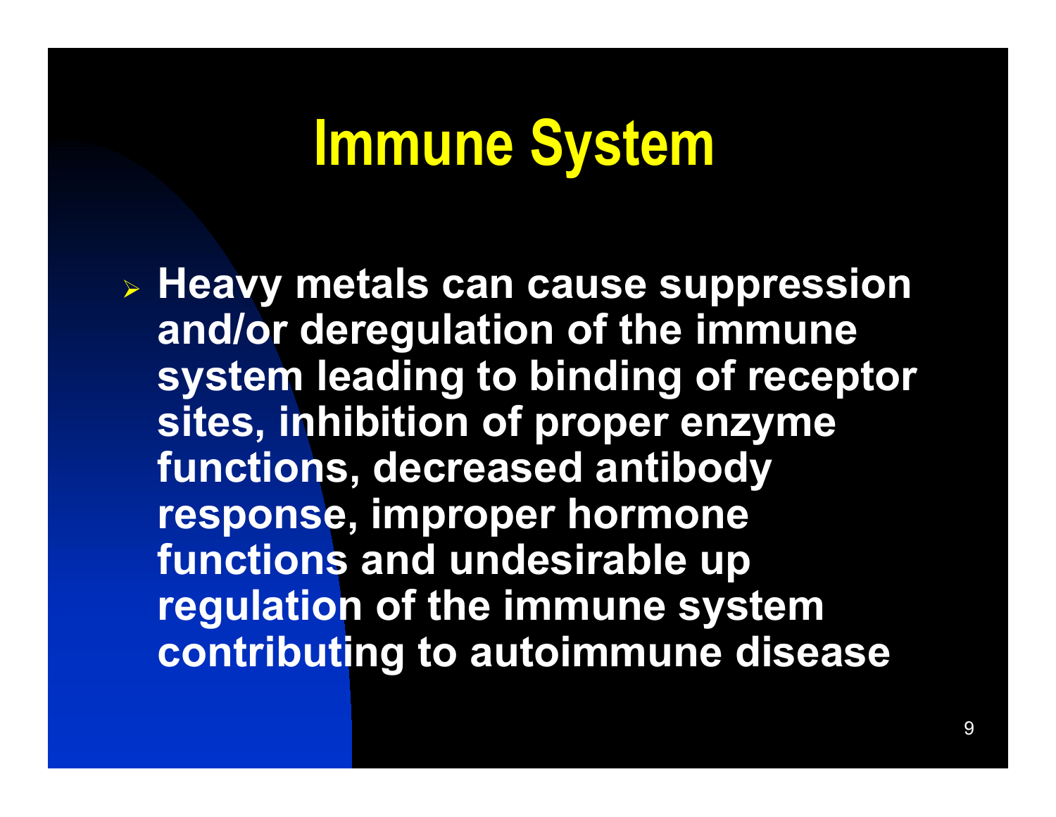# Immune System

- **Heavy metals can cause suppression and/or deregulation of the immune system leading to binding of receptor sites, inhibition of proper enzyme functions, decreased antibody response, improper hormone functions and undesirable up regulation of the immune system contributing to autoimmune disease**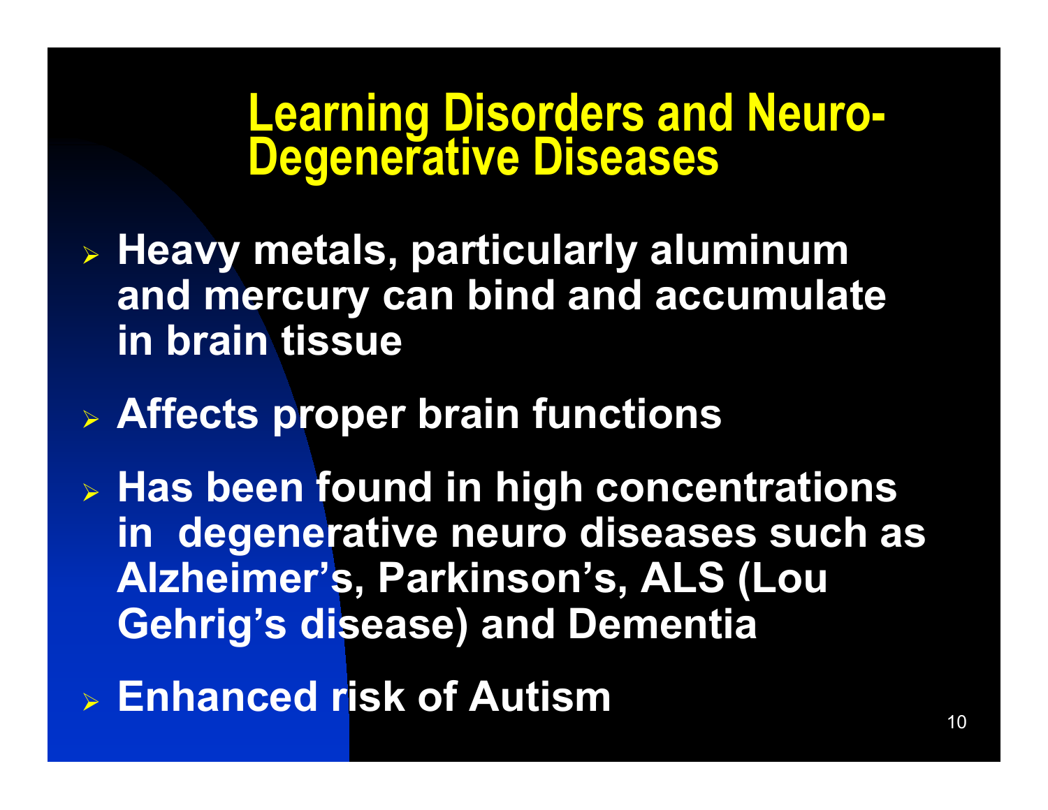# Learning Disorders and Neuro-Degenerative Diseases

- **Heavy metals, particularly aluminum and mercury can bind and accumulate in brain tissue**
- **Affects proper brain functions**
- **Has been found in high concentrations in degenerative neuro diseases such as Alzheimer's, Parkinson's, ALS (Lou Gehrig's disease) and Dementia**
- **Enhanced risk of Autism**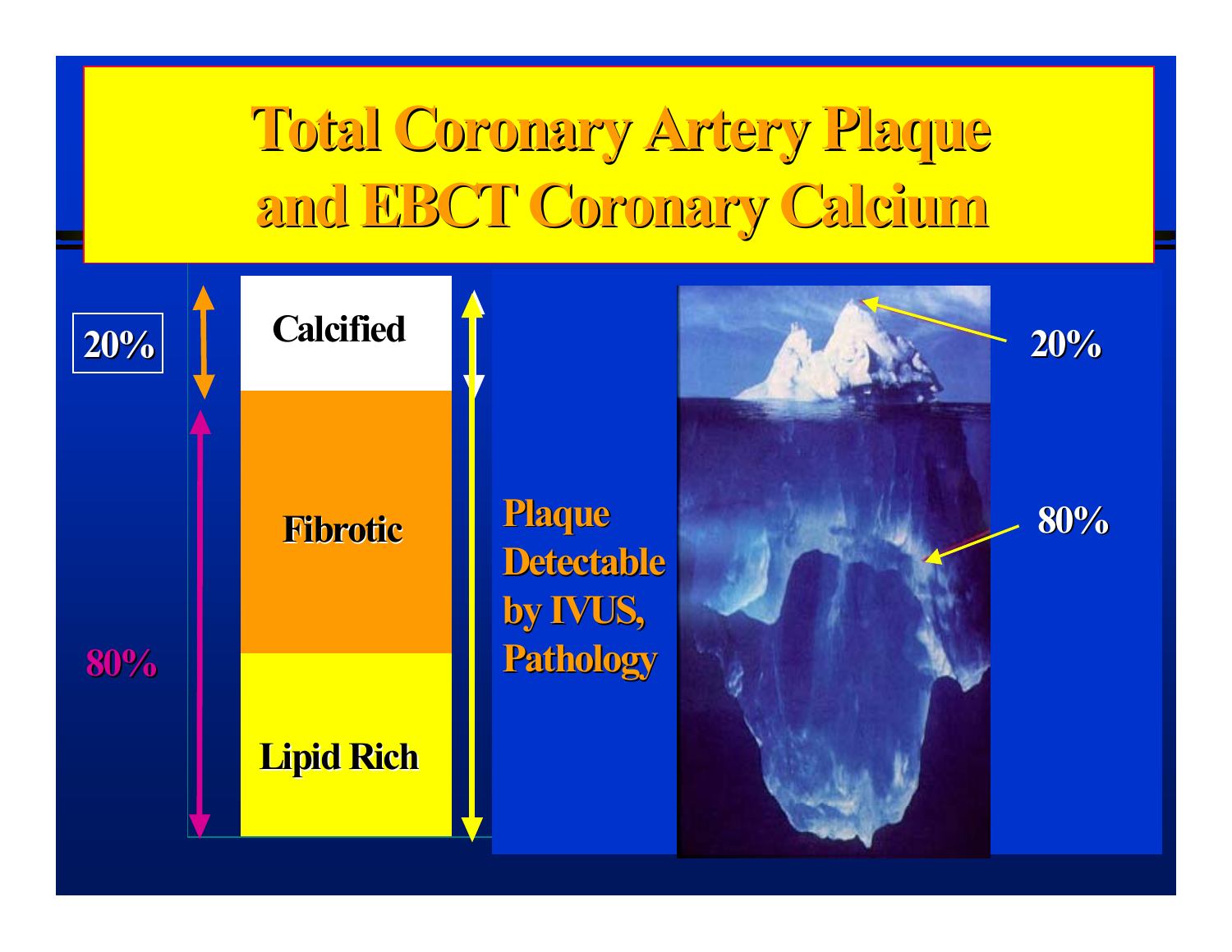# Total Coronary Artery Plaque and EBCT Coronary Calcium

20%

Calcified

Fibrotic

Lipid Rich

80%

Plaque Detectable by IVUS, Pathology

20%

80%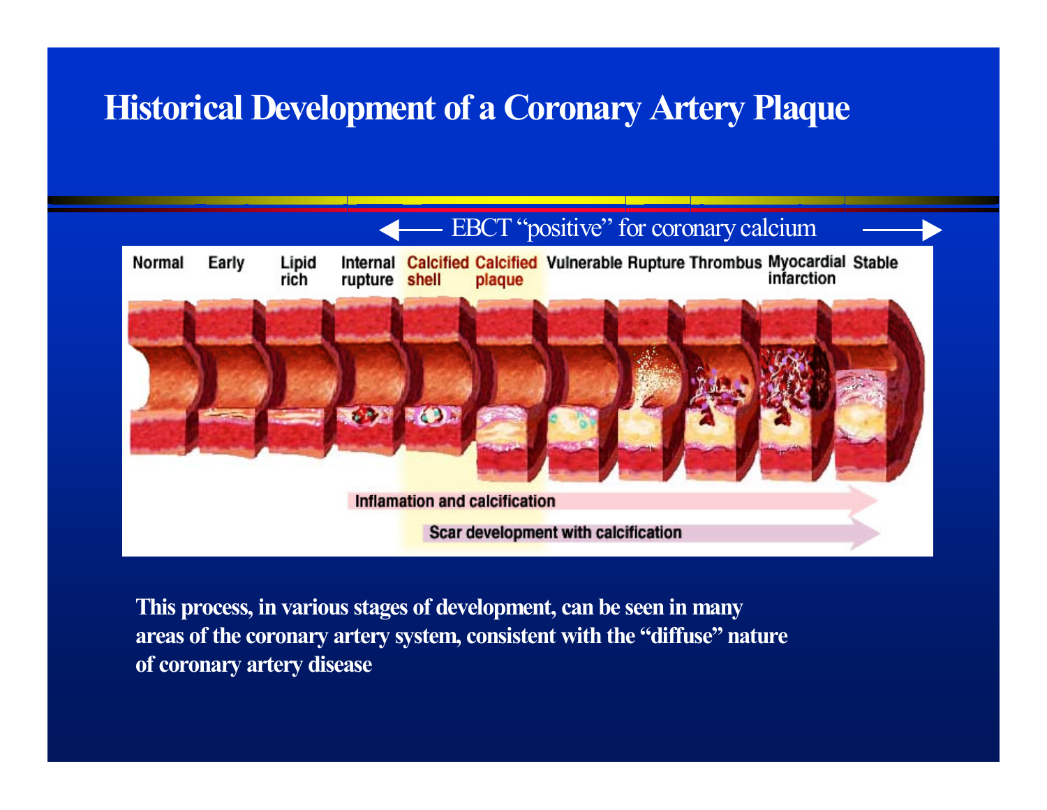# Historical Development of a Coronary Artery Plaque

← EBCT "positive" for coronary calcium →

Normal
Early
Lipid rich
Internal rupture
Calcified shell
Calcified plaque
Vulnerable
Rupture
Thrombus
Myocardial infarction
Stable

Inflamation and calcification

Scar development with calcification

**This process, in various stages of development, can be seen in many areas of the coronary artery system, consistent with the "diffuse" nature of coronary artery disease**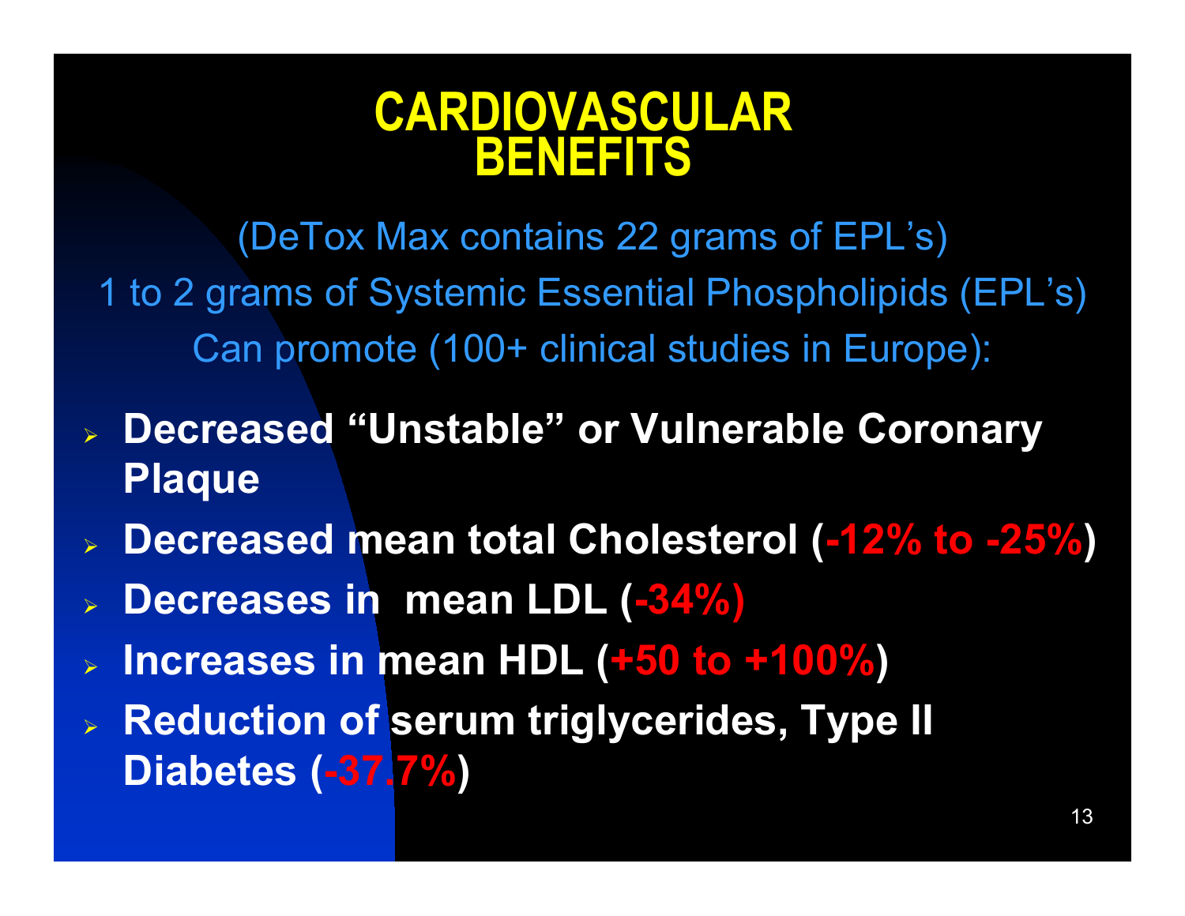# CARDIOVASCULAR BENEFITS

(DeTox Max contains 22 grams of EPL's)

1 to 2 grams of Systemic Essential Phospholipids (EPL's) Can promote (100+ clinical studies in Europe):

- **Decreased "Unstable" or Vulnerable Coronary Plaque**
- **Decreased mean total Cholesterol (-12% to -25%)**
- **Decreases in mean LDL (-34%)**
- **Increases in mean HDL (+50 to +100%)**
- **Reduction of serum triglycerides, Type II Diabetes (-37.7%)**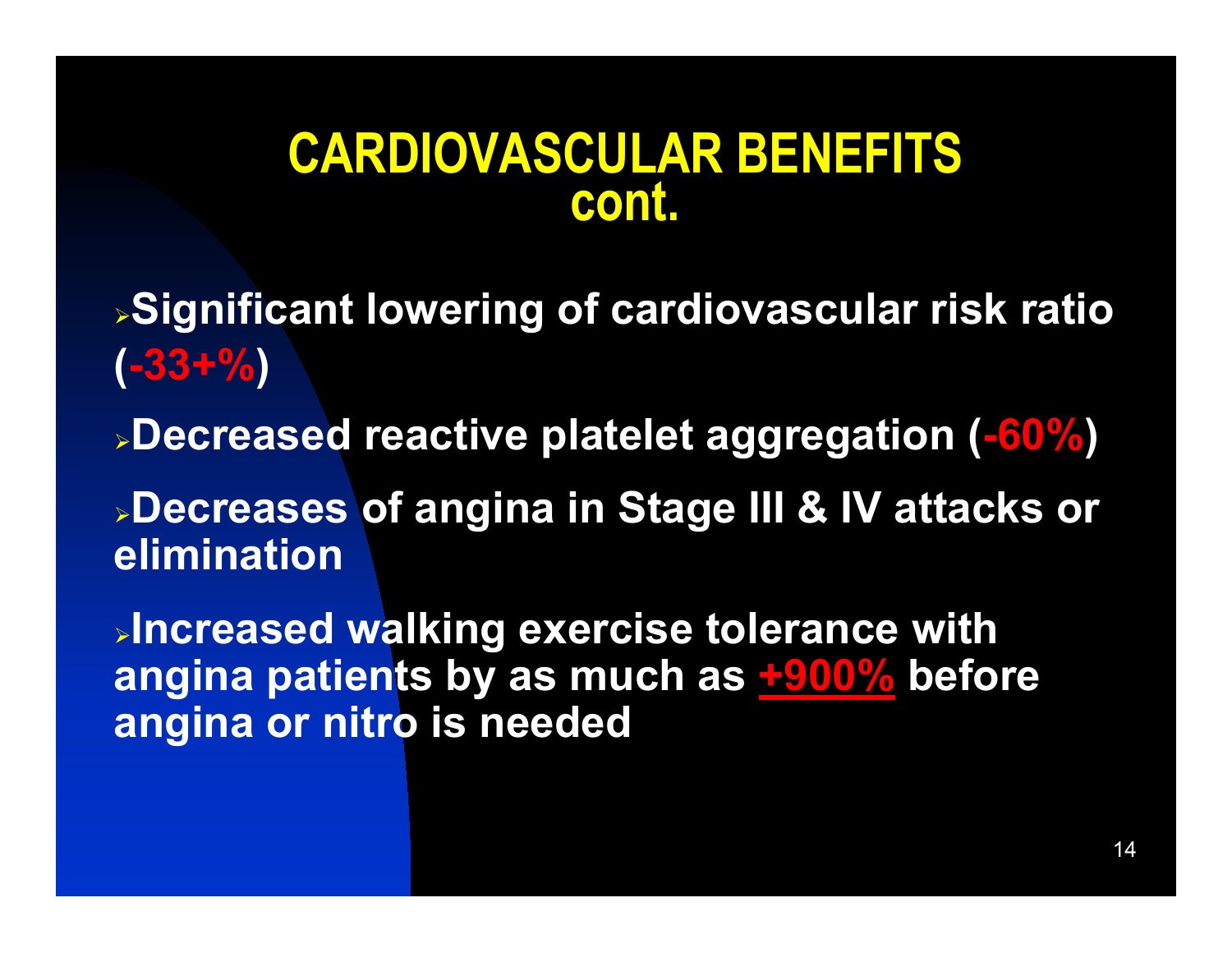# CARDIOVASCULAR BENEFITS cont.

- **Significant lowering of cardiovascular risk ratio (-33+%)**
- **Decreased reactive platelet aggregation (-60%)**
- **Decreases of angina in Stage III & IV attacks or elimination**
- **Increased walking exercise tolerance with angina patients by as much as +900% before angina or nitro is needed**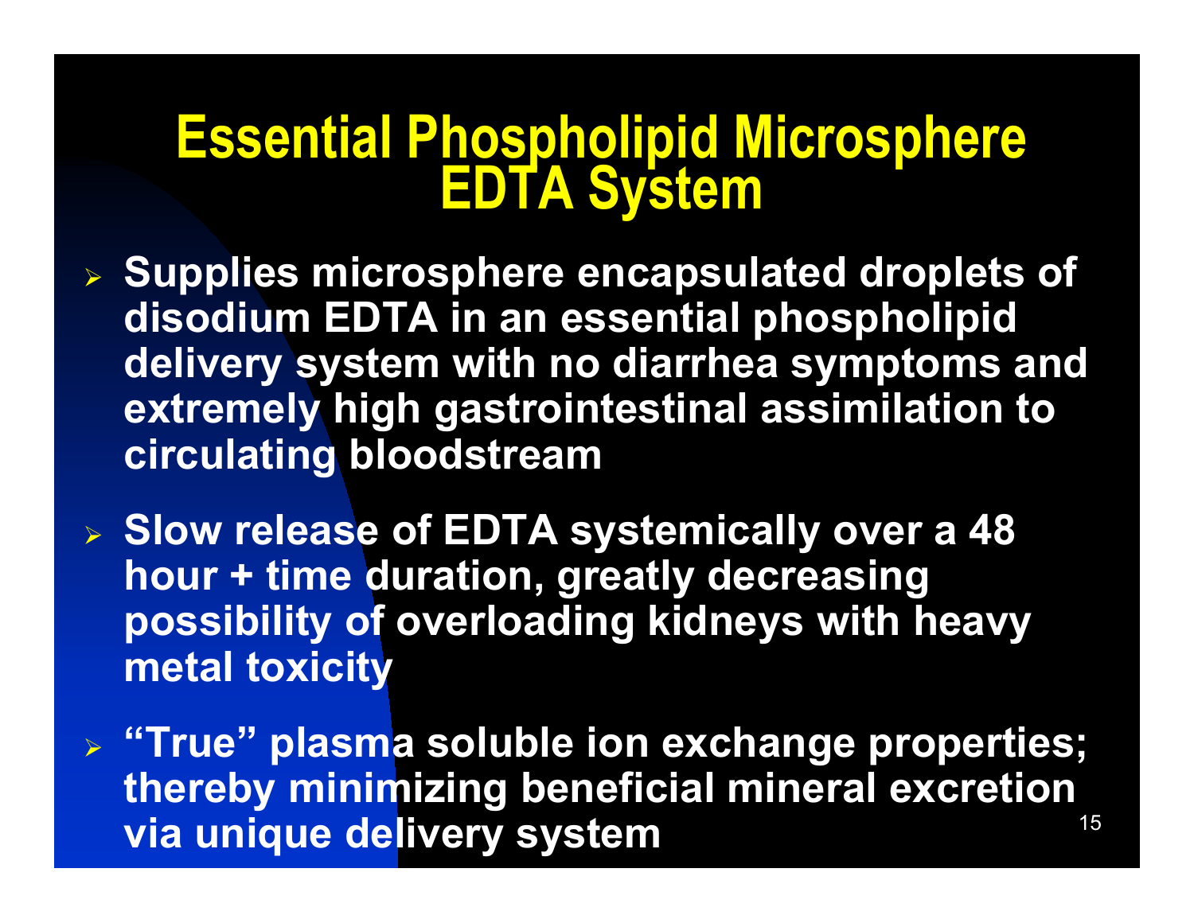# Essential Phospholipid Microsphere EDTA System

- **Supplies microsphere encapsulated droplets of disodium EDTA in an essential phospholipid delivery system with no diarrhea symptoms and extremely high gastrointestinal assimilation to circulating bloodstream**
- **Slow release of EDTA systemically over a 48 hour + time duration, greatly decreasing possibility of overloading kidneys with heavy metal toxicity**
- **"True" plasma soluble ion exchange properties; thereby minimizing beneficial mineral excretion via unique delivery system**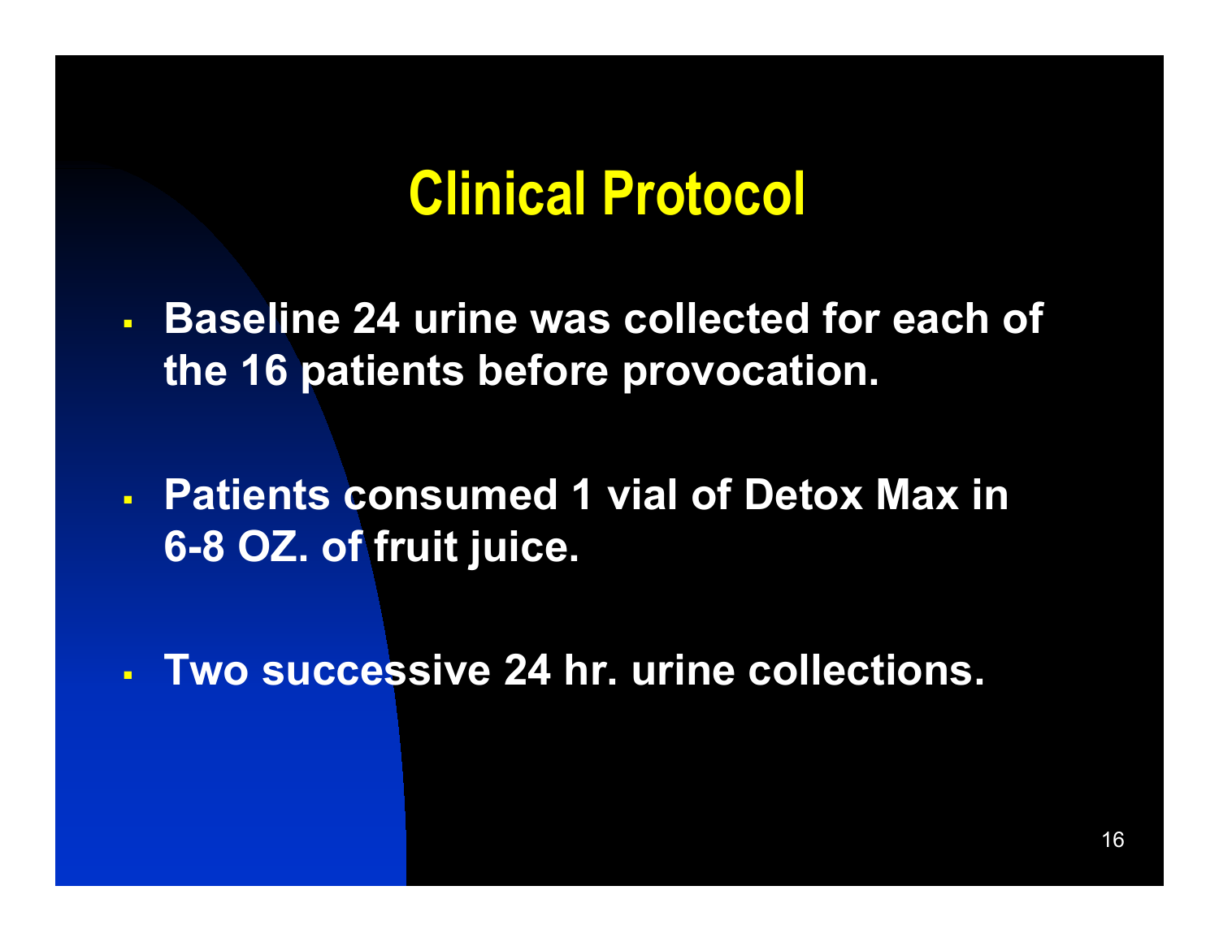# Clinical Protocol

- **Baseline 24 urine was collected for each of the 16 patients before provocation.**
- **Patients consumed 1 vial of Detox Max in 6-8 OZ. of fruit juice.**
- **Two successive 24 hr. urine collections.**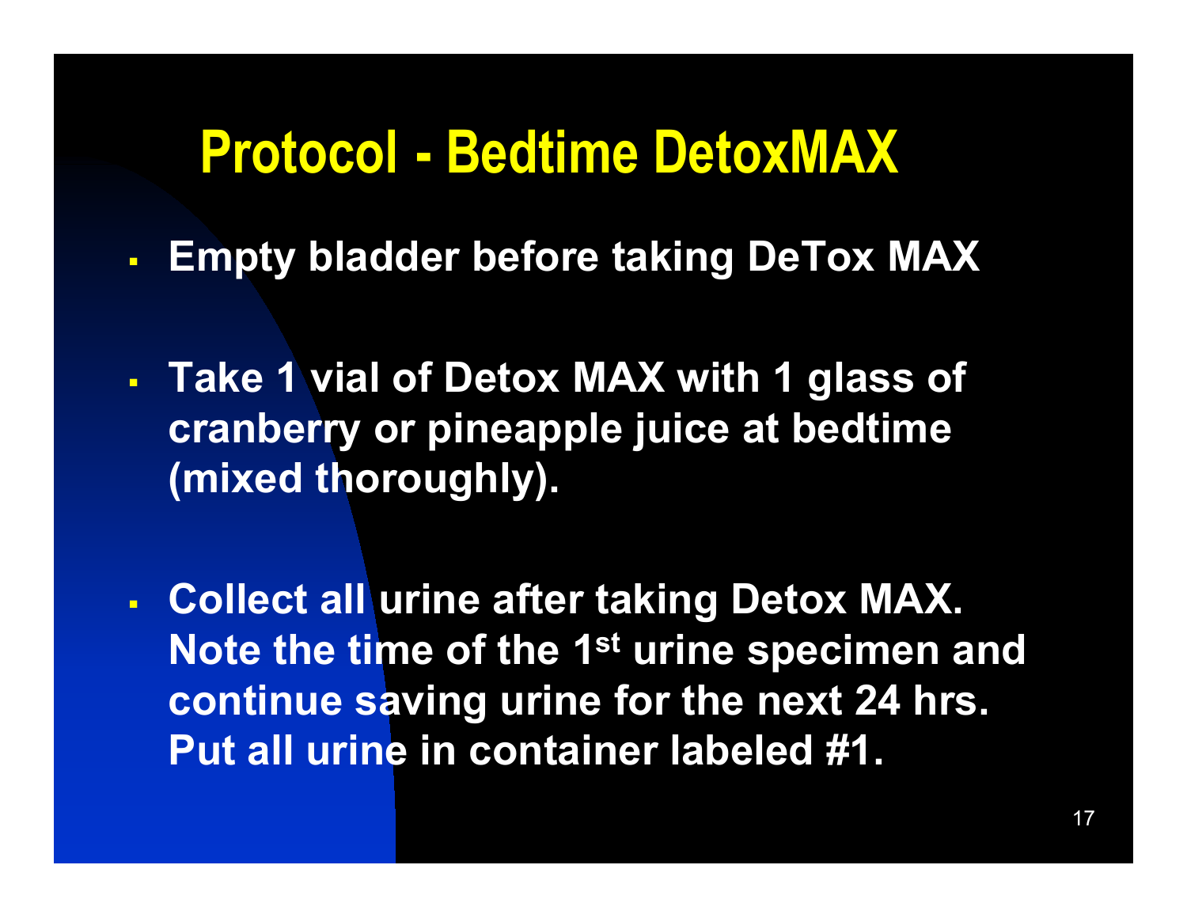# Protocol - Bedtime DetoxMAX

- **Empty bladder before taking DeTox MAX**
- **Take 1 vial of Detox MAX with 1 glass of cranberry or pineapple juice at bedtime (mixed thoroughly).**
- **Collect all urine after taking Detox MAX. Note the time of the 1st urine specimen and continue saving urine for the next 24 hrs. Put all urine in container labeled #1.**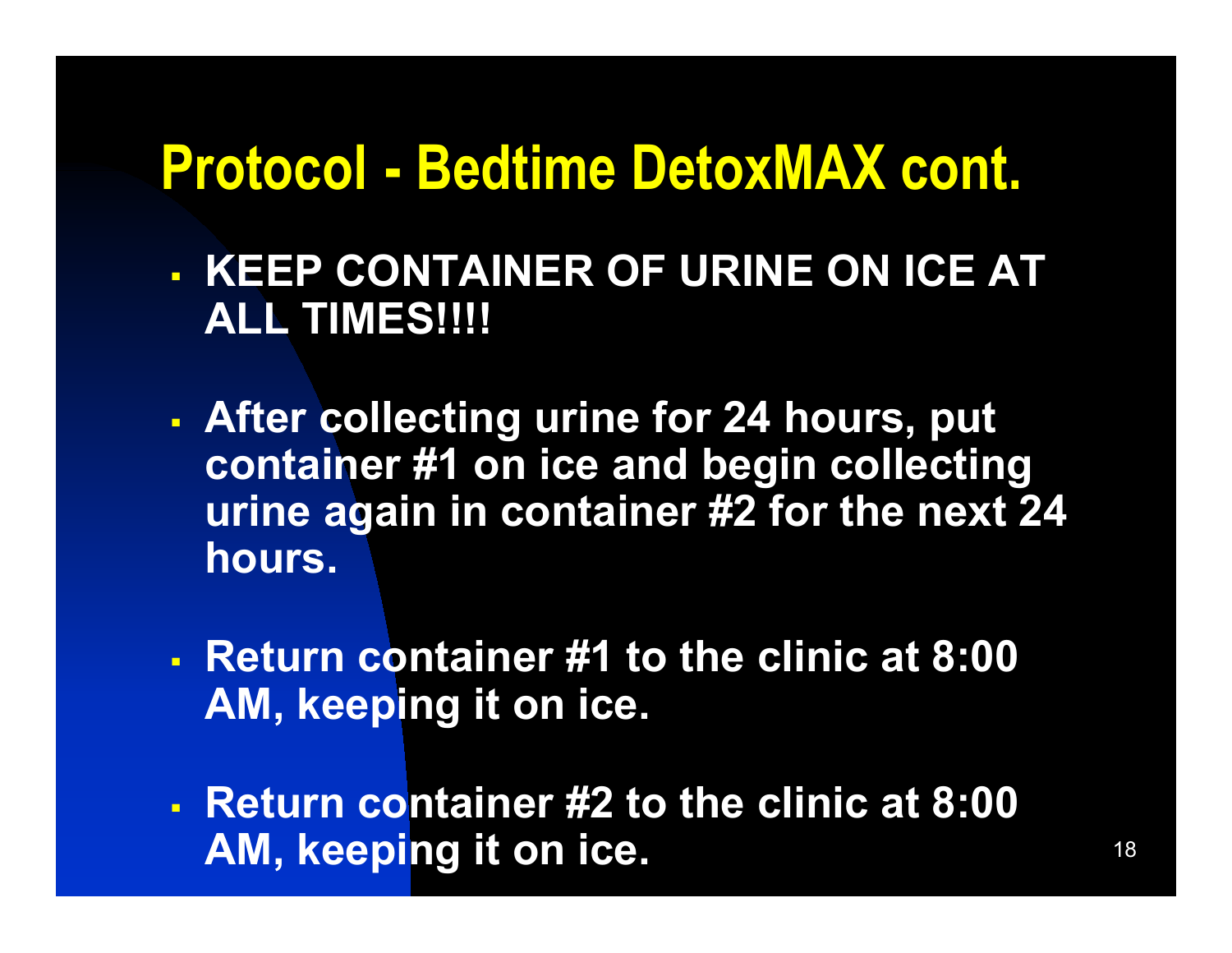# Protocol - Bedtime DetoxMAX cont.

- **KEEP CONTAINER OF URINE ON ICE AT ALL TIMES!!!!**
- **After collecting urine for 24 hours, put container #1 on ice and begin collecting urine again in container #2 for the next 24 hours.**
- **Return container #1 to the clinic at 8:00 AM, keeping it on ice.**
- **Return container #2 to the clinic at 8:00 AM, keeping it on ice.**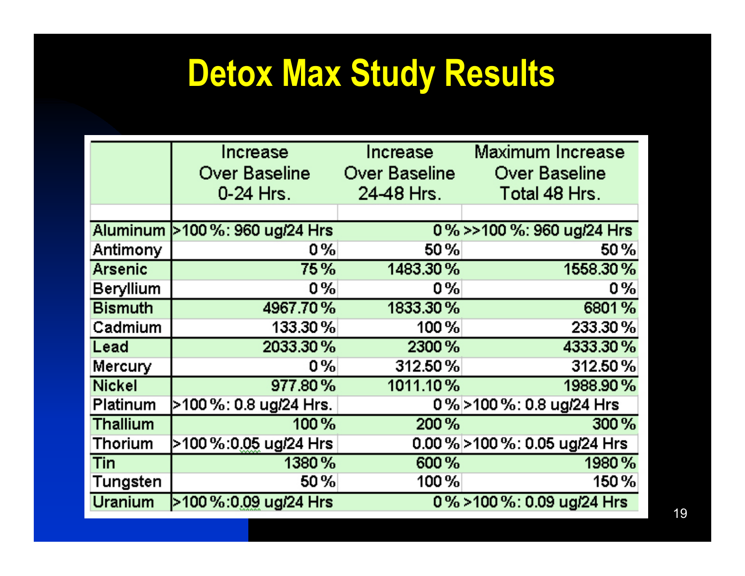# Detox Max Study Results

| | Increase Over Baseline 0-24 Hrs. | Increase Over Baseline 24-48 Hrs. | Maximum Increase Over Baseline Total 48 Hrs. |
|---|---|---|---|
| Aluminum | >100 %: 960 ug/24 Hrs | 0 % | >>100 %: 960 ug/24 Hrs |
| Antimony | 0 % | 50 % | 50 % |
| Arsenic | 75 % | 1483.30 % | 1558.30 % |
| Beryllium | 0 % | 0 % | 0 % |
| Bismuth | 4967.70 % | 1833.30 % | 6801 % |
| Cadmium | 133.30 % | 100 % | 233.30 % |
| Lead | 2033.30 % | 2300 % | 4333.30 % |
| Mercury | 0 % | 312.50 % | 312.50 % |
| Nickel | 977.80 % | 1011.10 % | 1988.90 % |
| Platinum | >100 %: 0.8 ug/24 Hrs. | 0 % | >100 %: 0.8 ug/24 Hrs |
| Thallium | 100 % | 200 % | 300 % |
| Thorium | >100 %:0.05 ug/24 Hrs | 0.00 % | >100 %: 0.05 ug/24 Hrs |
| Tin | 1380 % | 600 % | 1980 % |
| Tungsten | 50 % | 100 % | 150 % |
| Uranium | >100 %:0.09 ug/24 Hrs | 0 % | >100 %: 0.09 ug/24 Hrs |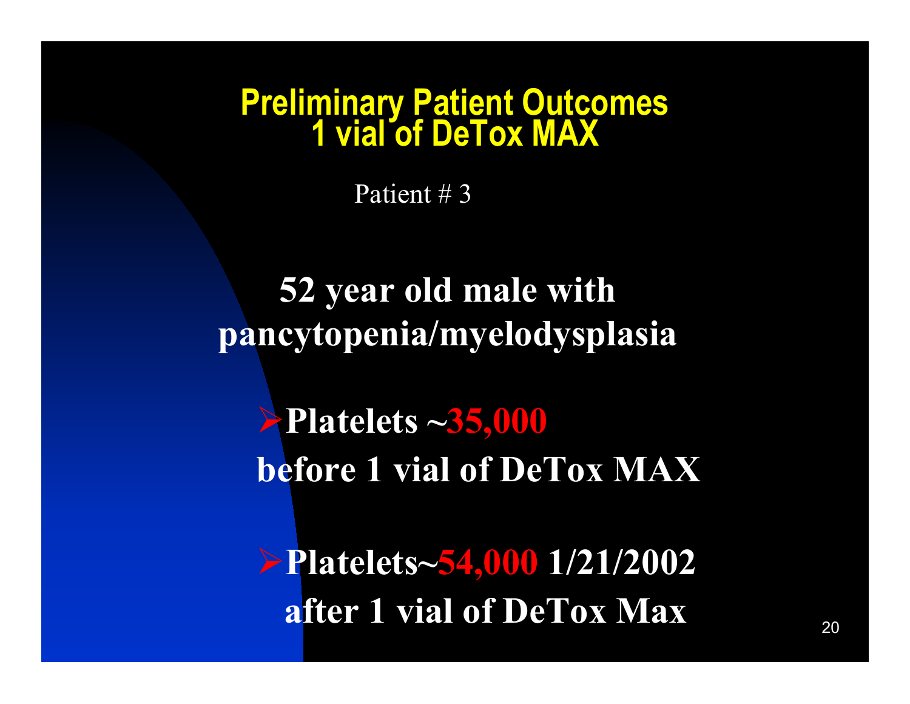# Preliminary Patient Outcomes
# 1 vial of DeTox MAX

Patient # 3

**52 year old male with pancytopenia/myelodysplasia**

- **Platelets ~35,000 before 1 vial of DeTox MAX**
- **Platelets~54,000 1/21/2002 after 1 vial of DeTox Max**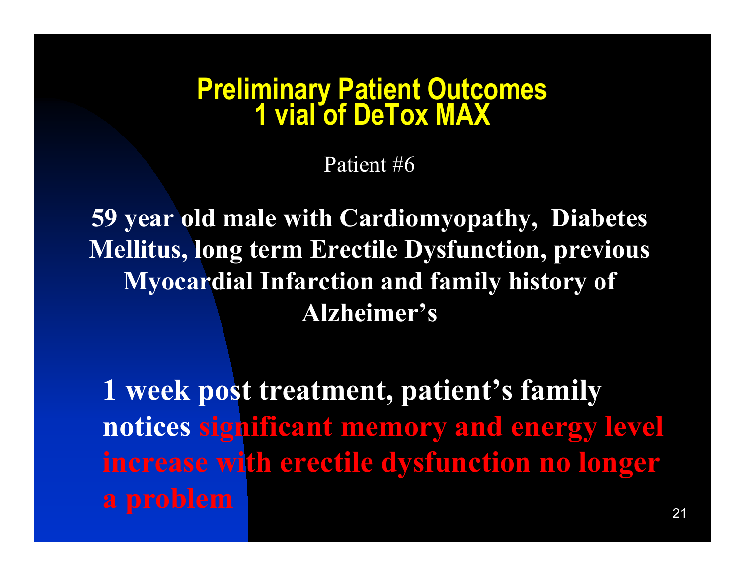# Preliminary Patient Outcomes
# 1 vial of DeTox MAX

Patient #6

**59 year old male with Cardiomyopathy, Diabetes Mellitus, long term Erectile Dysfunction, previous Myocardial Infarction and family history of Alzheimer's**

**1 week post treatment, patient's family notices significant memory and energy level increase with erectile dysfunction no longer a problem**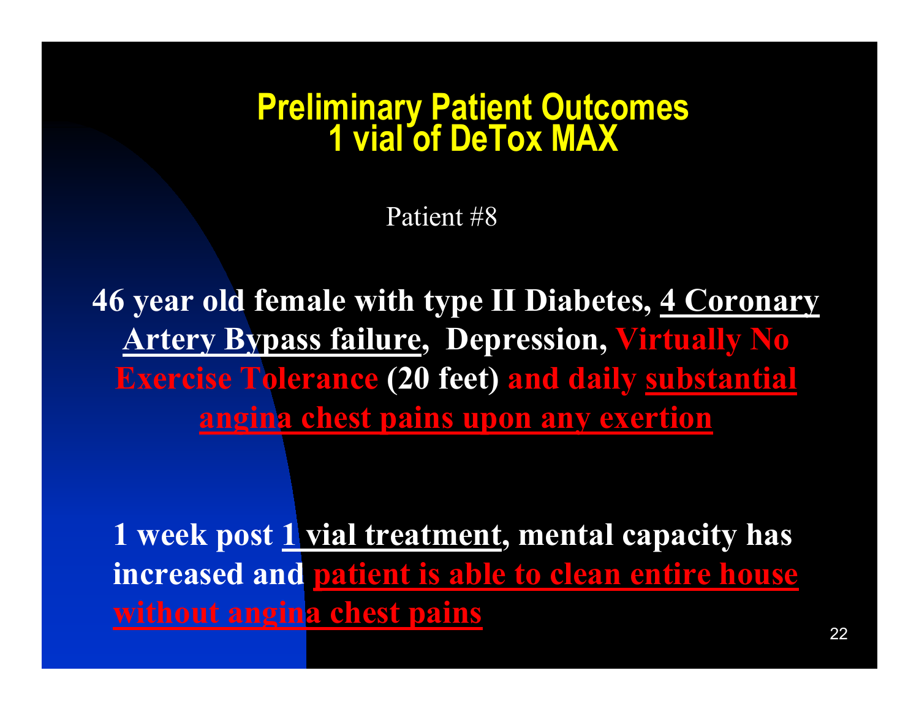# Preliminary Patient Outcomes
# 1 vial of DeTox MAX

Patient #8

**46 year old female with type II Diabetes, 4 Coronary Artery Bypass failure, Depression, Virtually No Exercise Tolerance (20 feet) and daily substantial angina chest pains upon any exertion**

**1 week post 1 vial treatment, mental capacity has increased and patient is able to clean entire house without angina chest pains**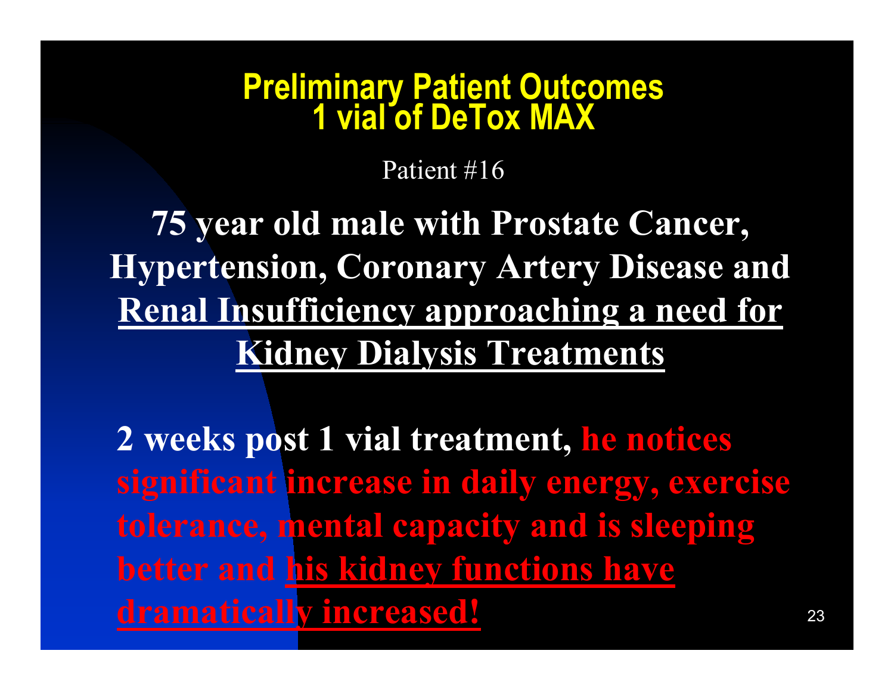# Preliminary Patient Outcomes
# 1 vial of DeTox MAX

Patient #16

**75 year old male with Prostate Cancer, Hypertension, Coronary Artery Disease and Renal Insufficiency approaching a need for Kidney Dialysis Treatments**

**2 weeks post 1 vial treatment, he notices significant increase in daily energy, exercise tolerance, mental capacity and is sleeping better and his kidney functions have dramatically increased!**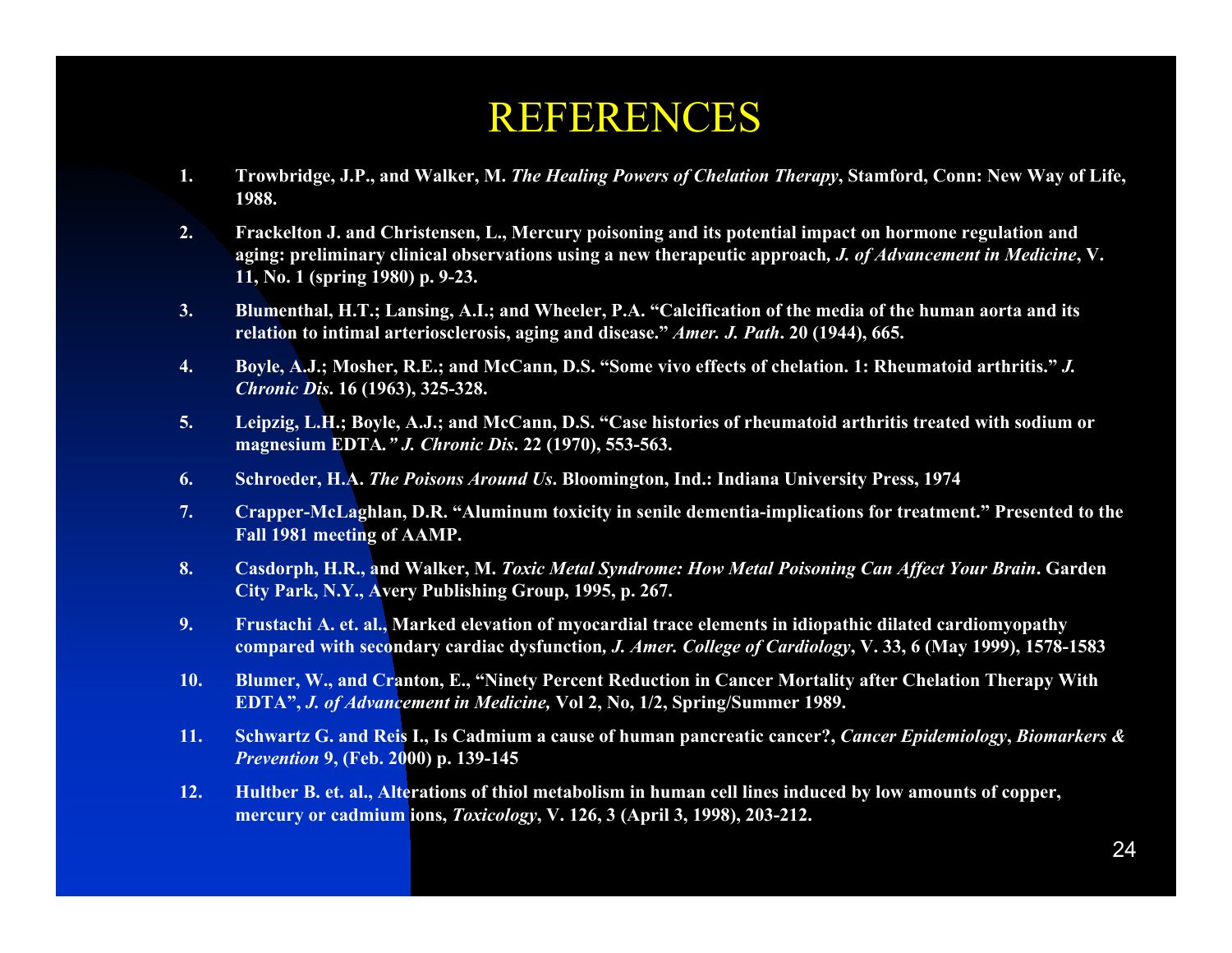# REFERENCES

1. **Trowbridge, J.P., and Walker, M. *The Healing Powers of Chelation Therapy*, Stamford, Conn: New Way of Life, 1988.**
2. **Frackelton J. and Christensen, L., Mercury poisoning and its potential impact on hormone regulation and aging: preliminary clinical observations using a new therapeutic approach*, J. of Advancement in Medicine*, V. 11, No. 1 (spring 1980) p. 9-23.**
3. **Blumenthal, H.T.; Lansing, A.I.; and Wheeler, P.A. "Calcification of the media of the human aorta and its relation to intimal arteriosclerosis, aging and disease." *Amer. J. Path*. 20 (1944), 665.**
4. **Boyle, A.J.; Mosher, R.E.; and McCann, D.S. "Some vivo effects of chelation. 1: Rheumatoid arthritis." *J. Chronic Dis*. 16 (1963), 325-328.**
5. **Leipzig, L.H.; Boyle, A.J.; and McCann, D.S. "Case histories of rheumatoid arthritis treated with sodium or magnesium EDTA.*" J. Chronic Dis*. 22 (1970), 553-563.**
6. **Schroeder, H.A. *The Poisons Around Us*. Bloomington, Ind.: Indiana University Press, 1974**
7. **Crapper-McLaghlan, D.R. "Aluminum toxicity in senile dementia-implications for treatment." Presented to the Fall 1981 meeting of AAMP.**
8. **Casdorph, H.R., and Walker, M. *Toxic Metal Syndrome: How Metal Poisoning Can Affect Your Brain*. Garden City Park, N.Y., Avery Publishing Group, 1995, p. 267.**
9. **Frustachi A. et. al., Marked elevation of myocardial trace elements in idiopathic dilated cardiomyopathy compared with secondary cardiac dysfunction*, J. Amer. College of Cardiology*, V. 33, 6 (May 1999), 1578-1583**
10. **Blumer, W., and Cranton, E., "Ninety Percent Reduction in Cancer Mortality after Chelation Therapy With EDTA", *J. of Advancement in Medicine,* Vol 2, No, 1/2, Spring/Summer 1989.**
11. **Schwartz G. and Reis I., Is Cadmium a cause of human pancreatic cancer?, *Cancer Epidemiology*, *Biomarkers & Prevention* 9, (Feb. 2000) p. 139-145**
12. **Hultber B. et. al., Alterations of thiol metabolism in human cell lines induced by low amounts of copper, mercury or cadmium ions, *Toxicology*, V. 126, 3 (April 3, 1998), 203-212.**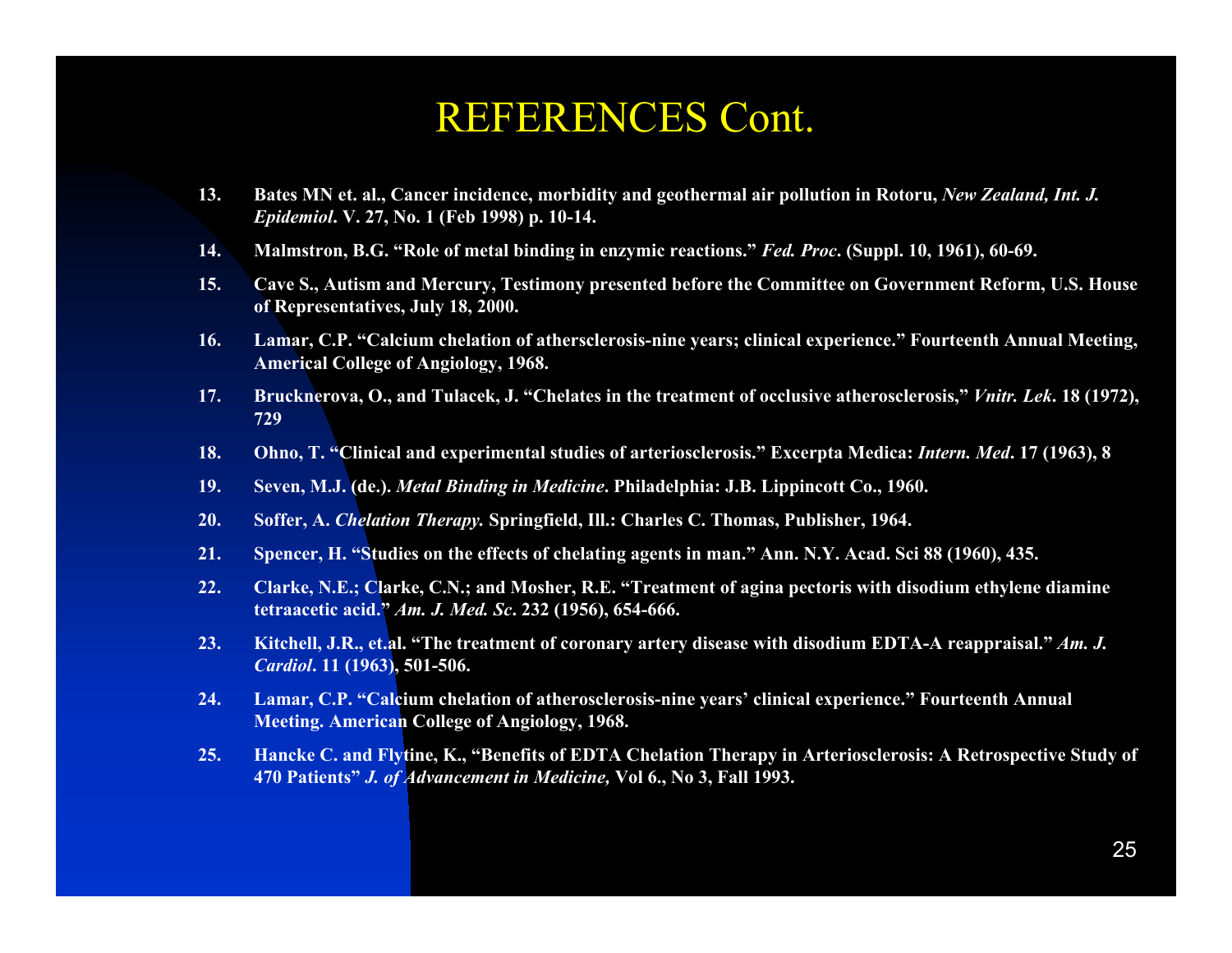# REFERENCES Cont.

13. **Bates MN et. al., Cancer incidence, morbidity and geothermal air pollution in Rotoru, *New Zealand, Int. J. Epidemiol*. V. 27, No. 1 (Feb 1998) p. 10-14.**
14. **Malmstron, B.G. "Role of metal binding in enzymic reactions." *Fed. Proc*. (Suppl. 10, 1961), 60-69.**
15. **Cave S., Autism and Mercury, Testimony presented before the Committee on Government Reform, U.S. House of Representatives, July 18, 2000.**
16. **Lamar, C.P. "Calcium chelation of athersclerosis-nine years; clinical experience." Fourteenth Annual Meeting, Americal College of Angiology, 1968.**
17. **Brucknerova, O., and Tulacek, J. "Chelates in the treatment of occlusive atherosclerosis," *Vnitr. Lek*. 18 (1972), 729**
18. **Ohno, T. "Clinical and experimental studies of arteriosclerosis." Excerpta Medica: *Intern. Med*. 17 (1963), 8**
19. **Seven, M.J. (de.). *Metal Binding in Medicine*. Philadelphia: J.B. Lippincott Co., 1960.**
20. **Soffer, A. *Chelation Therapy.* Springfield, Ill.: Charles C. Thomas, Publisher, 1964.**
21. **Spencer, H. "Studies on the effects of chelating agents in man." Ann. N.Y. Acad. Sci 88 (1960), 435.**
22. **Clarke, N.E.; Clarke, C.N.; and Mosher, R.E. "Treatment of agina pectoris with disodium ethylene diamine tetraacetic acid." *Am. J. Med. Sc*. 232 (1956), 654-666.**
23. **Kitchell, J.R., et.al. "The treatment of coronary artery disease with disodium EDTA-A reappraisal." *Am. J. Cardiol*. 11 (1963), 501-506.**
24. **Lamar, C.P. "Calcium chelation of atherosclerosis-nine years' clinical experience." Fourteenth Annual Meeting. American College of Angiology, 1968.**
25. **Hancke C. and Flytine, K., "Benefits of EDTA Chelation Therapy in Arteriosclerosis: A Retrospective Study of 470 Patients" *J. of Advancement in Medicine,* Vol 6., No 3, Fall 1993.**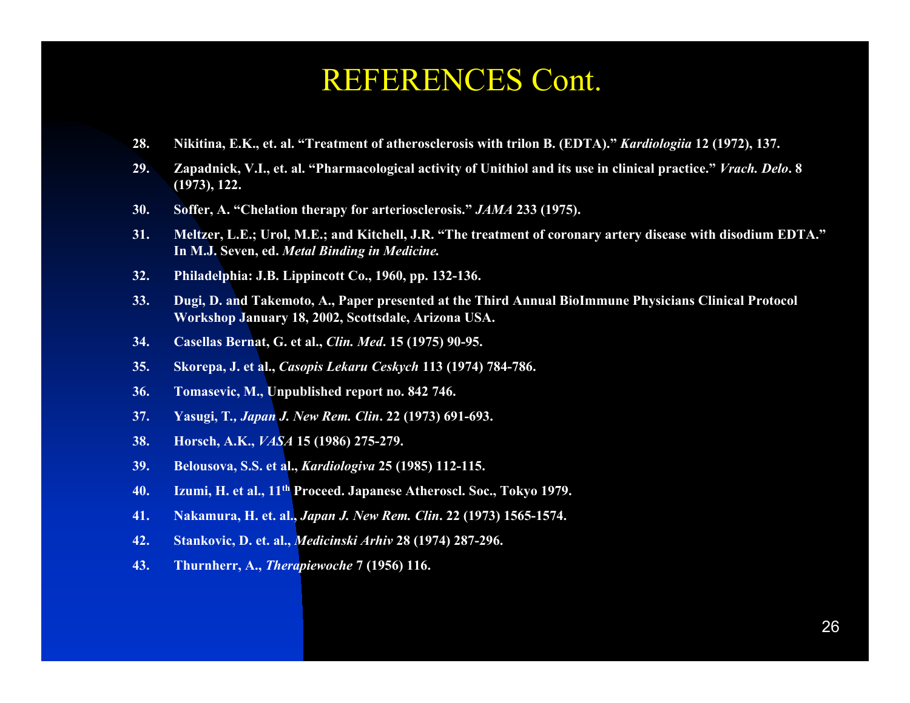# REFERENCES Cont.

28. **Nikitina, E.K., et. al. "Treatment of atherosclerosis with trilon B. (EDTA)."** ***Kardiologiia*** **12 (1972), 137.**
29. **Zapadnick, V.I., et. al. "Pharmacological activity of Unithiol and its use in clinical practice."** ***Vrach. Delo*****. 8 (1973), 122.**
30. **Soffer, A. "Chelation therapy for arteriosclerosis."** ***JAMA*** **233 (1975).**
31. **Meltzer, L.E.; Urol, M.E.; and Kitchell, J.R. "The treatment of coronary artery disease with disodium EDTA." In M.J. Seven, ed.** ***Metal Binding in Medicine.***
32. **Philadelphia: J.B. Lippincott Co., 1960, pp. 132-136.**
33. **Dugi, D. and Takemoto, A., Paper presented at the Third Annual BioImmune Physicians Clinical Protocol Workshop January 18, 2002, Scottsdale, Arizona USA.**
34. **Casellas Bernat, G. et al.,** ***Clin. Med*****. 15 (1975) 90-95.**
35. **Skorepa, J. et al.,** ***Casopis Lekaru Ceskych*** **113 (1974) 784-786.**
36. **Tomasevic, M., Unpublished report no. 842 746.**
37. **Yasugi, T.,** ***Japan J. New Rem. Clin*****. 22 (1973) 691-693.**
38. **Horsch, A.K.,** ***VASA*** **15 (1986) 275-279.**
39. **Belousova, S.S. et al.,** ***Kardiologiva*** **25 (1985) 112-115.**
40. **Izumi, H. et al., 11th Proceed. Japanese Atheroscl. Soc., Tokyo 1979.**
41. **Nakamura, H. et. al.,** ***Japan J. New Rem. Clin*****. 22 (1973) 1565-1574.**
42. **Stankovic, D. et. al.,** ***Medicinski Arhiv*** **28 (1974) 287-296.**
43. **Thurnherr, A.,** ***Therapiewoche*** **7 (1956) 116.**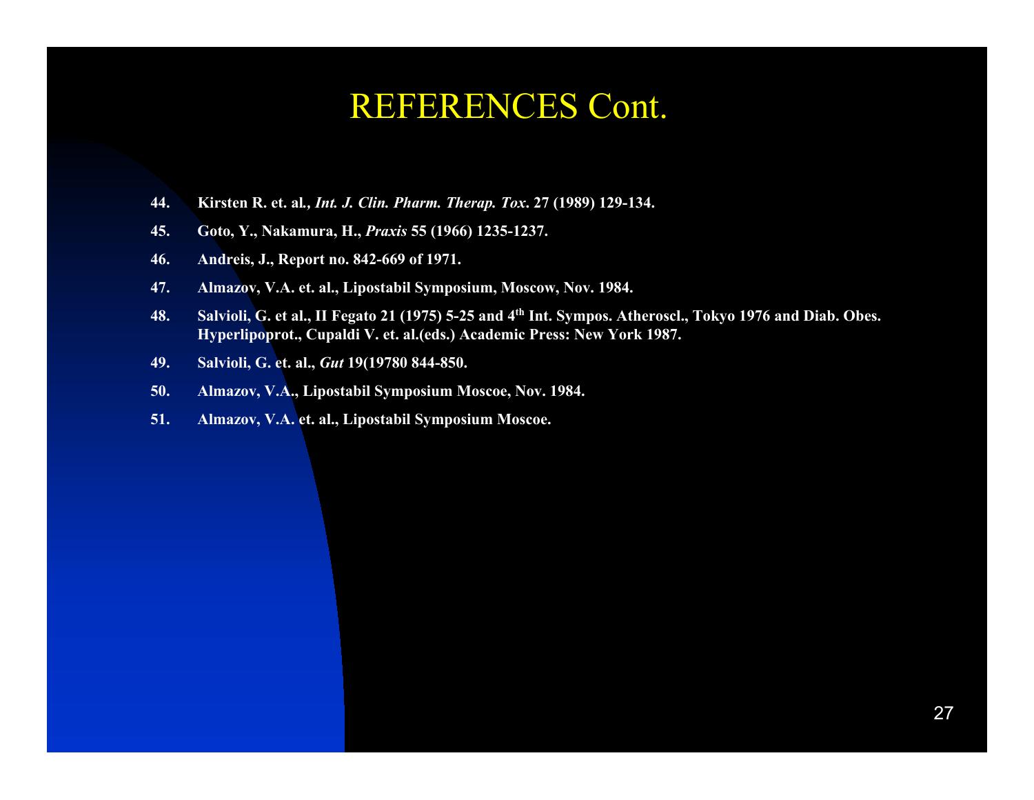# REFERENCES Cont.

44. **Kirsten R. et. al.*, Int. J. Clin. Pharm. Therap. Tox*. 27 (1989) 129-134.**
45. **Goto, Y., Nakamura, H., *Praxis* 55 (1966) 1235-1237.**
46. **Andreis, J., Report no. 842-669 of 1971.**
47. **Almazov, V.A. et. al., Lipostabil Symposium, Moscow, Nov. 1984.**
48. **Salvioli, G. et al., II Fegato 21 (1975) 5-25 and 4th Int. Sympos. Atheroscl., Tokyo 1976 and Diab. Obes. Hyperlipoprot., Cupaldi V. et. al.(eds.) Academic Press: New York 1987.**
49. **Salvioli, G. et. al., *Gut* 19(19780 844-850.**
50. **Almazov, V.A., Lipostabil Symposium Moscoe, Nov. 1984.**
51. **Almazov, V.A. et. al., Lipostabil Symposium Moscoe.**